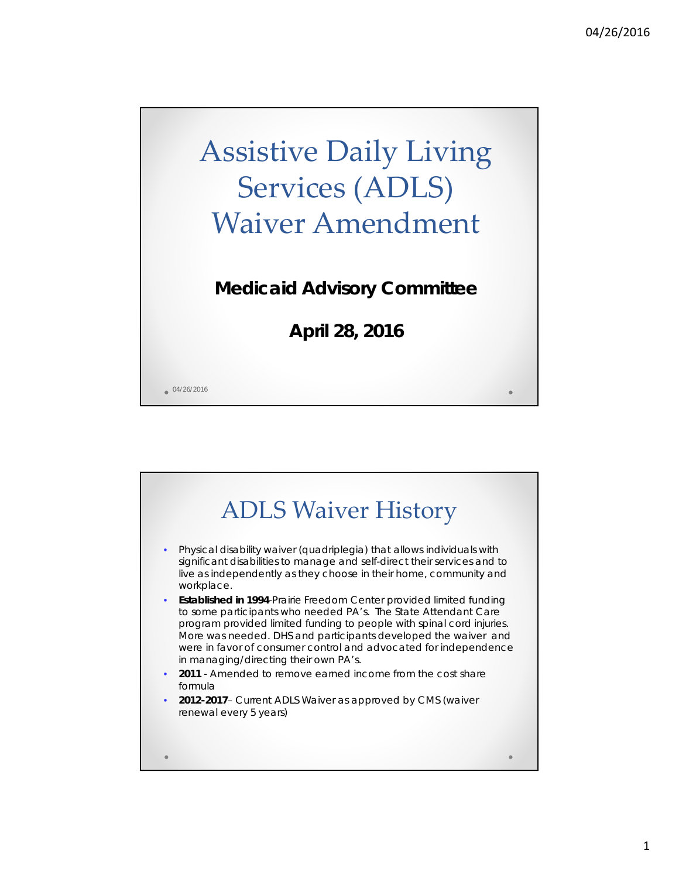# Assistive Daily Living Services (ADLS) Waiver Amendment

**Medicaid Advisory Committee**

**April 28, 2016**

## ADLS Waiver History

- Physical disability waiver (quadriplegia) that allows individuals with significant disabilities to manage and self-direct their services and to live as independently as they choose in their home, community and workplace.
- **Established in 1994**-Prairie Freedom Center provided limited funding to some participants who needed PA's. The State Attendant Care program provided limited funding to people with spinal cord injuries. More was needed. DHS and participants developed the waiver and were in favor of consumer control and advocated for independence in managing/directing their own PA's.
- **2011** - Amended to remove earned income from the cost share formula
- **2012-2017**– Current ADLS Waiver as approved by CMS (waiver renewal every 5 years)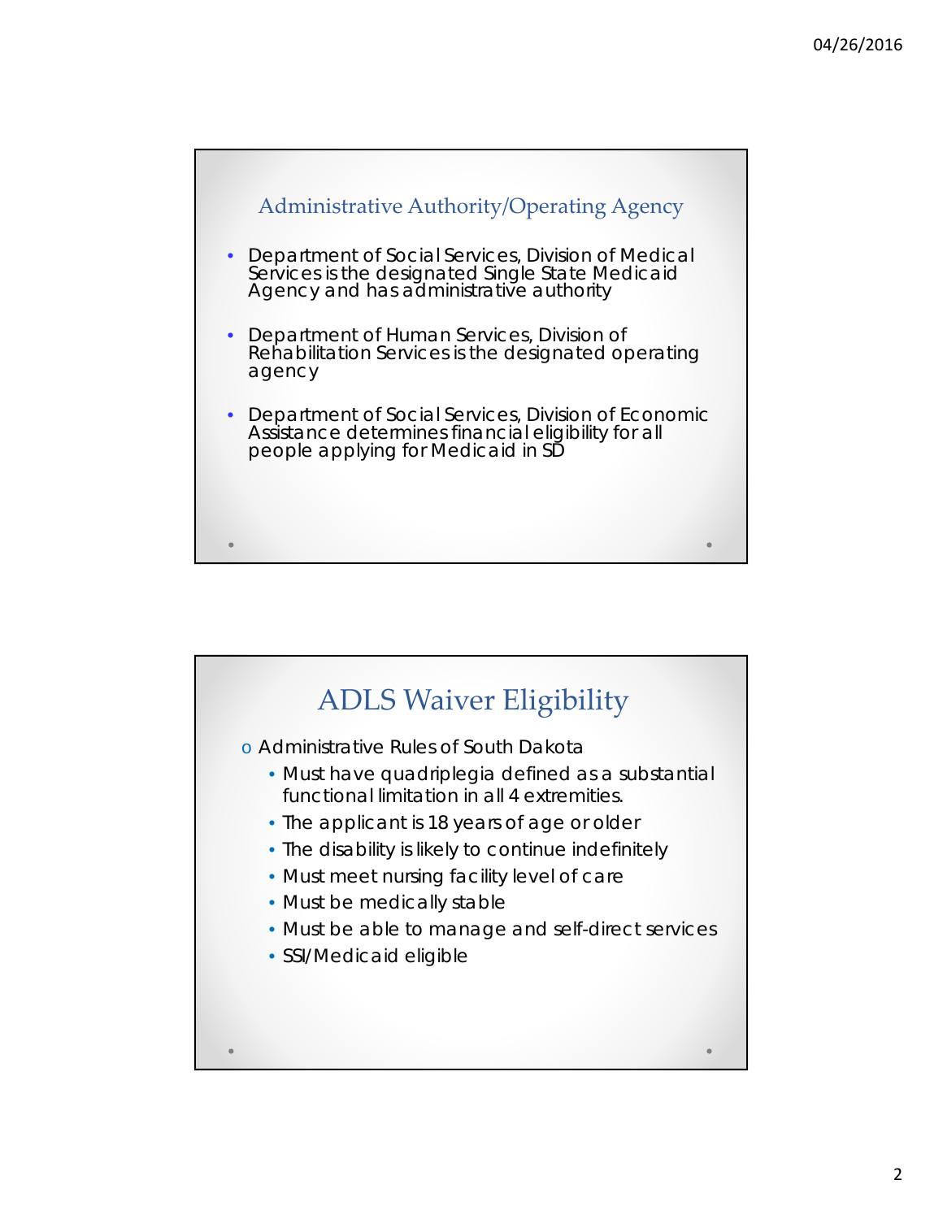## Administrative Authority/Operating Agency

- Department of Social Services, Division of Medical Services is the designated Single State Medicaid Agency and has administrative authority
- Department of Human Services, Division of Rehabilitation Services is the designated operating agency
- Department of Social Services, Division of Economic Assistance determines financial eligibility for all people applying for Medicaid in SD

## ADLS Waiver Eligibility

- Administrative Rules of South Dakota
  - Must have quadriplegia defined as a substantial functional limitation in all 4 extremities.
  - The applicant is 18 years of age or older
  - The disability is likely to continue indefinitely
  - Must meet nursing facility level of care
  - Must be medically stable
  - Must be able to manage and self-direct services
  - SSI/Medicaid eligible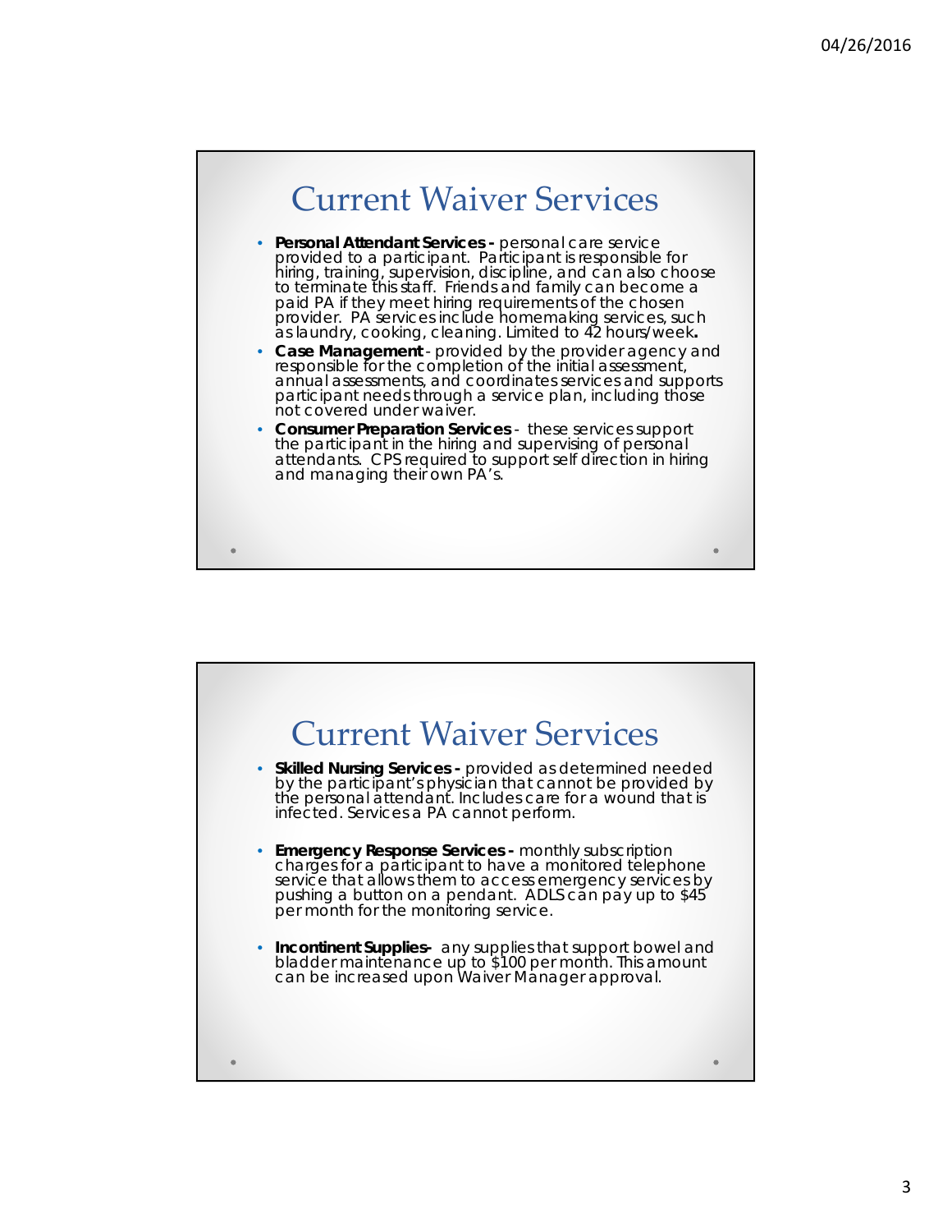## Current Waiver Services

- **Personal Attendant Services -** personal care service provided to a participant. Participant is responsible for hiring, training, supervision, discipline, and can also choose to terminate this staff. Friends and family can become a paid PA if they meet hiring requirements of the chosen provider. PA services include homemaking services, such as laundry, cooking, cleaning. Limited to 42 hours/week**.**
- **Case Management** - provided by the provider agency and responsible for the completion of the initial assessment, annual assessments, and coordinates services and supports participant needs through a service plan, including those not covered under waiver.
- **Consumer Preparation Services** - these services support the participant in the hiring and supervising of personal attendants. CPS required to support self direction in hiring and managing their own PA's.

## Current Waiver Services

- **Skilled Nursing Services -** provided as determined needed by the participant's physician that cannot be provided by the personal attendant. Includes care for a wound that is infected. Services a PA cannot perform.
- **Emergency Response Services -** monthly subscription charges for a participant to have a monitored telephone service that allows them to access emergency services by pushing a button on a pendant. ADLS can pay up to $45 per month for the monitoring service.
- **Incontinent Supplies-** any supplies that support bowel and bladder maintenance up to $100 per month. This amount can be increased upon Waiver Manager approval.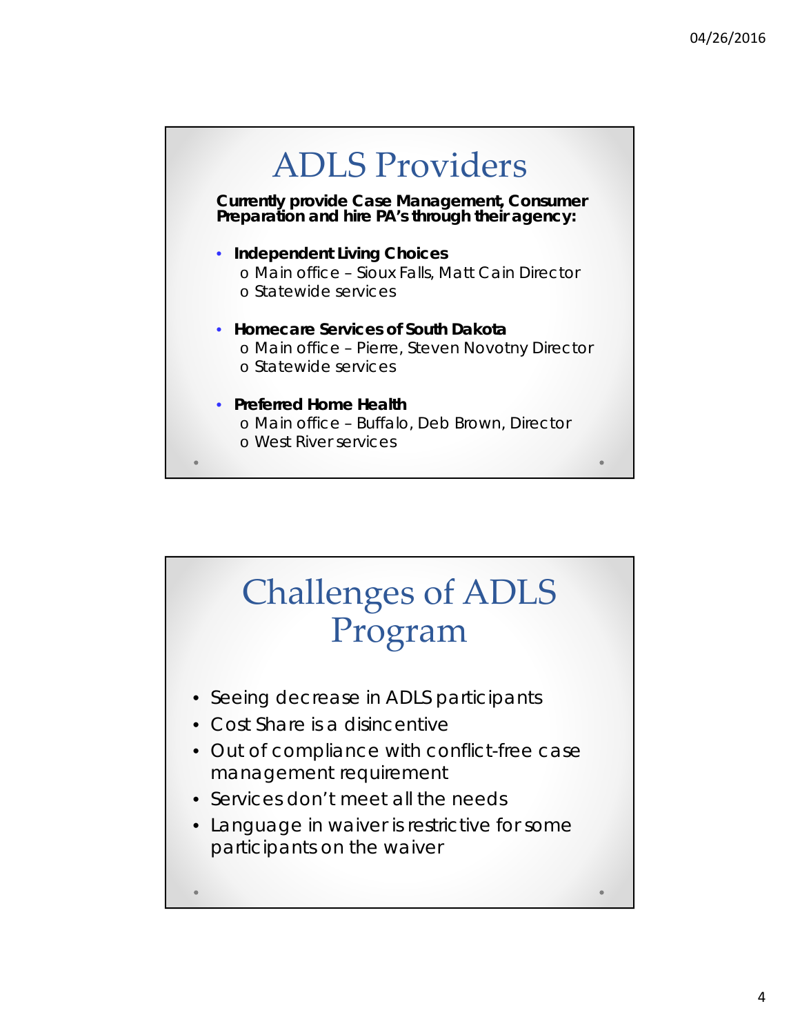# ADLS Providers

**Currently provide Case Management, Consumer Preparation and hire PA's through their agency:**

- **Independent Living Choices**
  - o Main office – Sioux Falls, Matt Cain Director
  - o Statewide services
- **Homecare Services of South Dakota**
  - o Main office – Pierre, Steven Novotny Director
  - o Statewide services
- **Preferred Home Health**
  - o Main office – Buffalo, Deb Brown, Director
  - o West River services

# Challenges of ADLS Program

- Seeing decrease in ADLS participants
- Cost Share is a disincentive
- Out of compliance with conflict-free case management requirement
- Services don't meet all the needs
- Language in waiver is restrictive for some participants on the waiver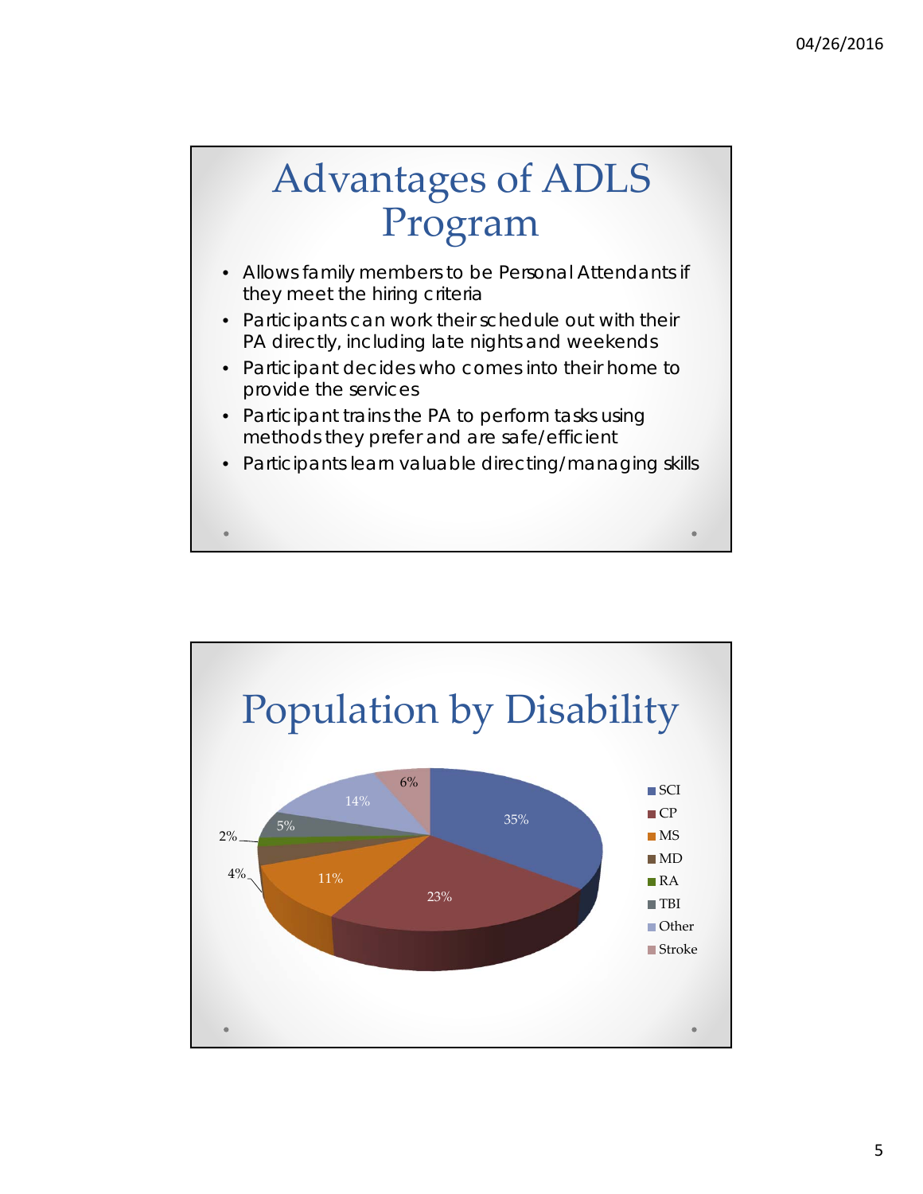# Advantages of ADLS Program

- Allows family members to be Personal Attendants if they meet the hiring criteria
- Participants can work their schedule out with their PA directly, including late nights and weekends
- Participant decides who comes into their home to provide the services
- Participant trains the PA to perform tasks using methods they prefer and are safe/efficient
- Participants learn valuable directing/managing skills

# Population by Disability

| Disability | Percentage |
|---|---|
| SCI | 35% |
| CP | 23% |
| MS | 11% |
| MD | 4% |
| RA | 2% |
| TBI | 5% |
| Other | 14% |
| Stroke | 6% |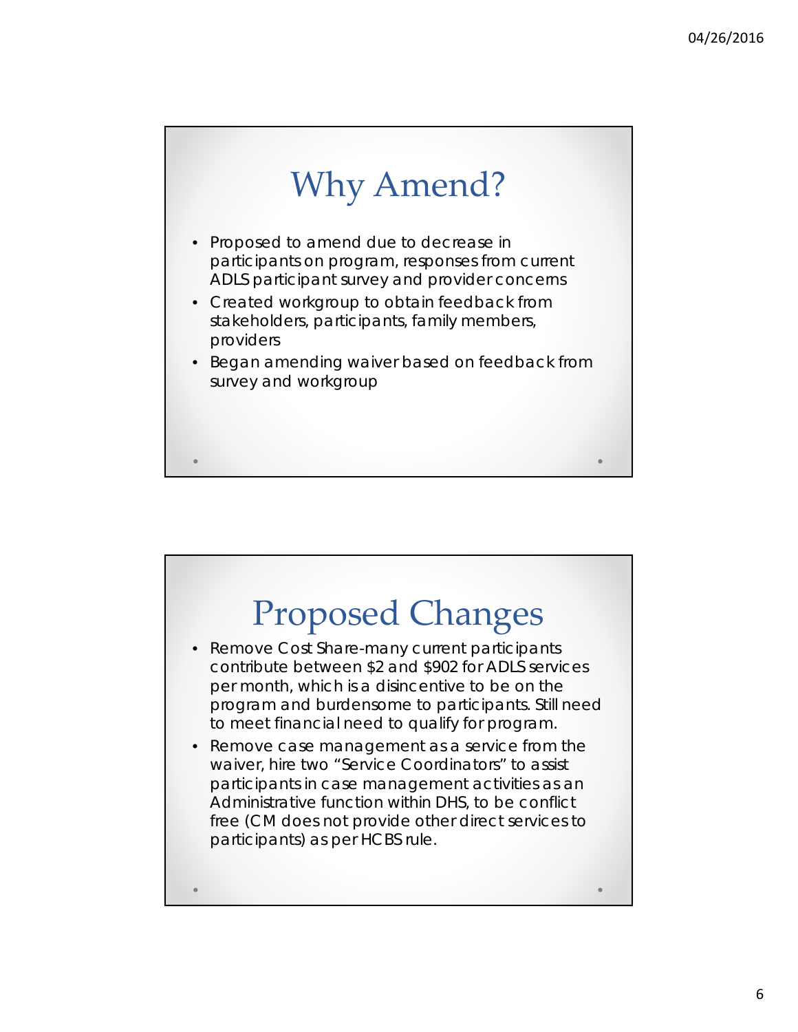# Why Amend?

- Proposed to amend due to decrease in participants on program, responses from current ADLS participant survey and provider concerns
- Created workgroup to obtain feedback from stakeholders, participants, family members, providers
- Began amending waiver based on feedback from survey and workgroup

# Proposed Changes

- Remove Cost Share-many current participants contribute between $2 and $902 for ADLS services per month, which is a disincentive to be on the program and burdensome to participants. Still need to meet financial need to qualify for program.
- Remove case management as a service from the waiver, hire two "Service Coordinators" to assist participants in case management activities as an Administrative function within DHS, to be conflict free (CM does not provide other direct services to participants) as per HCBS rule.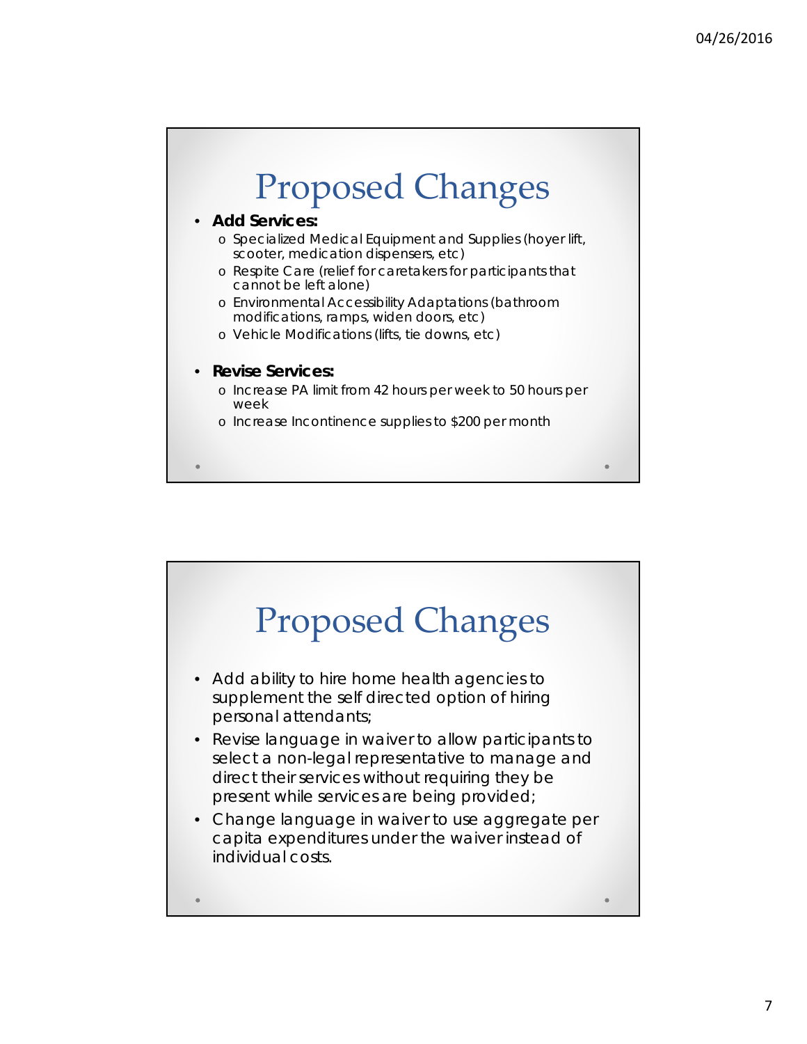# Proposed Changes

- **Add Services:**
  - Specialized Medical Equipment and Supplies (hoyer lift, scooter, medication dispensers, etc)
  - Respite Care (relief for caretakers for participants that cannot be left alone)
  - Environmental Accessibility Adaptations (bathroom modifications, ramps, widen doors, etc)
  - Vehicle Modifications (lifts, tie downs, etc)
- **Revise Services:**
  - Increase PA limit from 42 hours per week to 50 hours per week
  - Increase Incontinence supplies to $200 per month

# Proposed Changes

- Add ability to hire home health agencies to supplement the self directed option of hiring personal attendants;
- Revise language in waiver to allow participants to select a non-legal representative to manage and direct their services without requiring they be present while services are being provided;
- Change language in waiver to use aggregate per capita expenditures under the waiver instead of individual costs.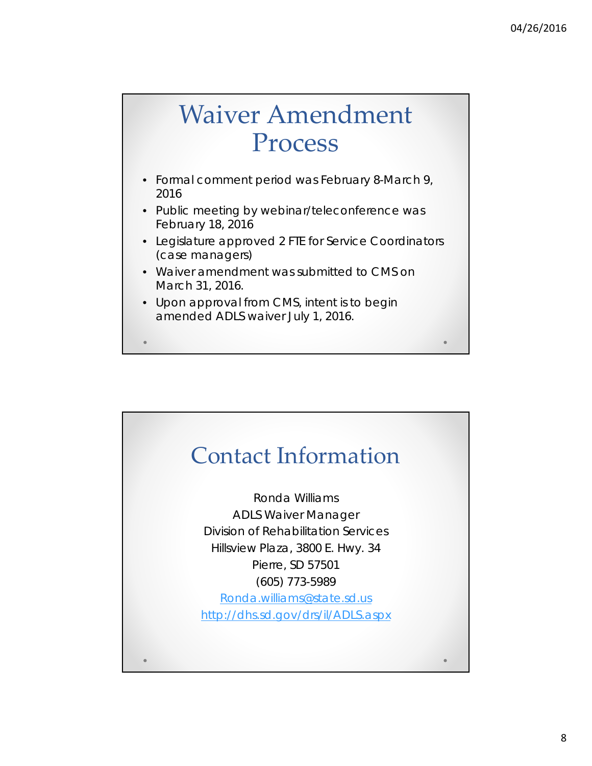# Waiver Amendment Process

- Formal comment period was February 8-March 9, 2016
- Public meeting by webinar/teleconference was February 18, 2016
- Legislature approved 2 FTE for Service Coordinators (case managers)
- Waiver amendment was submitted to CMS on March 31, 2016.
- Upon approval from CMS, intent is to begin amended ADLS waiver July 1, 2016.

# Contact Information

Ronda Williams
ADLS Waiver Manager
Division of Rehabilitation Services
Hillsview Plaza, 3800 E. Hwy. 34
Pierre, SD 57501
(605) 773-5989
Ronda.williams@state.sd.us
http://dhs.sd.gov/drs/il/ADLS.aspx